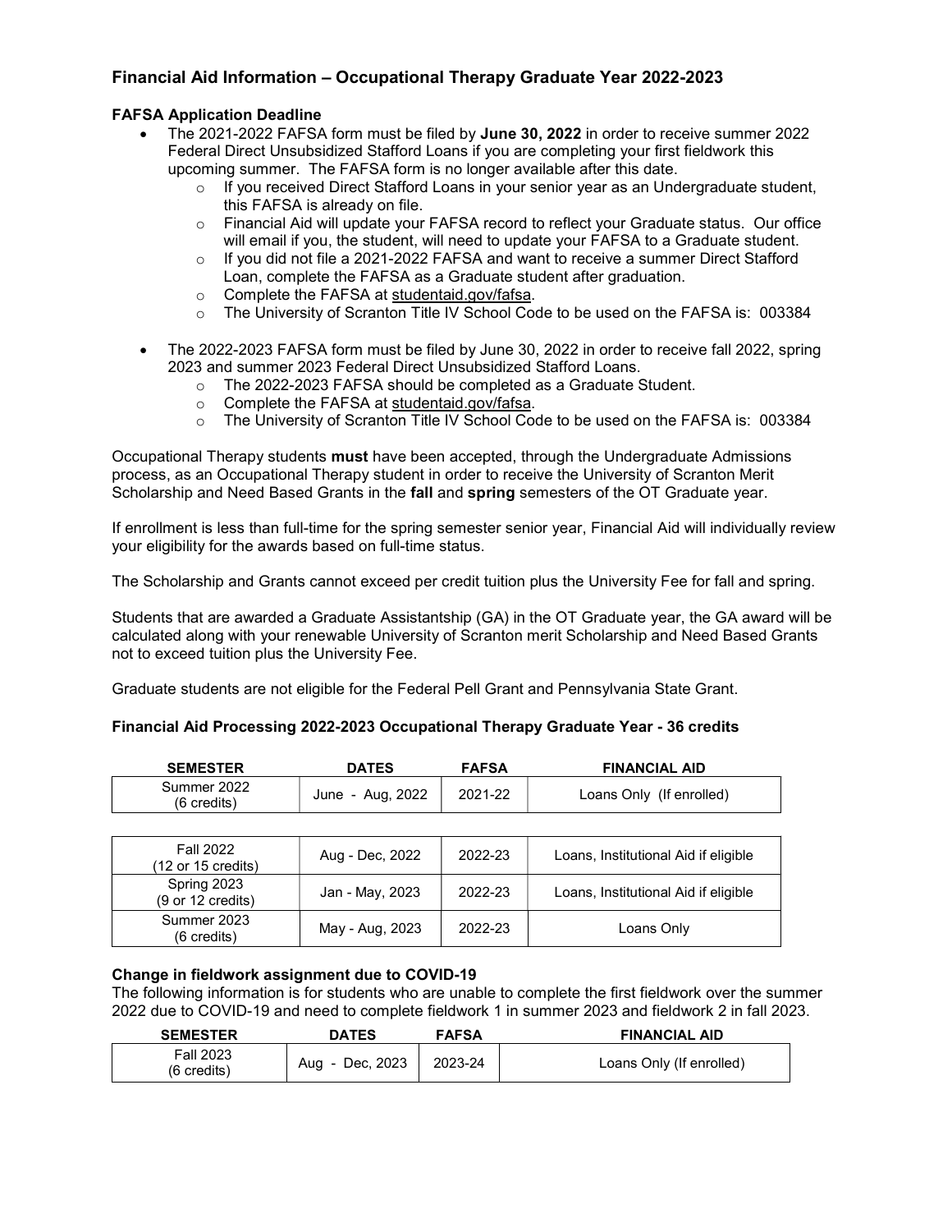## Financial Aid Information – Occupational Therapy Graduate Year 2022-2023

**FAFSA Application Deadline**

- The 2021-2022 FAFSA form must be filed by **June 30, 2022** in order to receive summer 2022 Federal Direct Unsubsidized Stafford Loans if you are completing your first fieldwork this upcoming summer. The FAFSA form is no longer available after this date.
  - If you received Direct Stafford Loans in your senior year as an Undergraduate student, this FAFSA is already on file.
  - Financial Aid will update your FAFSA record to reflect your Graduate status. Our office will email if you, the student, will need to update your FAFSA to a Graduate student.
  - If you did not file a 2021-2022 FAFSA and want to receive a summer Direct Stafford Loan, complete the FAFSA as a Graduate student after graduation.
  - Complete the FAFSA at studentaid.gov/fafsa.
  - The University of Scranton Title IV School Code to be used on the FAFSA is: 003384
- The 2022-2023 FAFSA form must be filed by June 30, 2022 in order to receive fall 2022, spring 2023 and summer 2023 Federal Direct Unsubsidized Stafford Loans.
  - The 2022-2023 FAFSA should be completed as a Graduate Student.
  - Complete the FAFSA at studentaid.gov/fafsa.
  - The University of Scranton Title IV School Code to be used on the FAFSA is: 003384

Occupational Therapy students **must** have been accepted, through the Undergraduate Admissions process, as an Occupational Therapy student in order to receive the University of Scranton Merit Scholarship and Need Based Grants in the **fall** and **spring** semesters of the OT Graduate year.

If enrollment is less than full-time for the spring semester senior year, Financial Aid will individually review your eligibility for the awards based on full-time status.

The Scholarship and Grants cannot exceed per credit tuition plus the University Fee for fall and spring.

Students that are awarded a Graduate Assistantship (GA) in the OT Graduate year, the GA award will be calculated along with your renewable University of Scranton merit Scholarship and Need Based Grants not to exceed tuition plus the University Fee.

Graduate students are not eligible for the Federal Pell Grant and Pennsylvania State Grant.

**Financial Aid Processing 2022-2023 Occupational Therapy Graduate Year - 36 credits**

| SEMESTER | DATES | FAFSA | FINANCIAL AID |
|---|---|---|---|
| Summer 2022 (6 credits) | June - Aug, 2022 | 2021-22 | Loans Only (If enrolled) |
| Fall 2022 (12 or 15 credits) | Aug - Dec, 2022 | 2022-23 | Loans, Institutional Aid if eligible |
| Spring 2023 (9 or 12 credits) | Jan - May, 2023 | 2022-23 | Loans, Institutional Aid if eligible |
| Summer 2023 (6 credits) | May - Aug, 2023 | 2022-23 | Loans Only |

**Change in fieldwork assignment due to COVID-19**

The following information is for students who are unable to complete the first fieldwork over the summer 2022 due to COVID-19 and need to complete fieldwork 1 in summer 2023 and fieldwork 2 in fall 2023.

| SEMESTER | DATES | FAFSA | FINANCIAL AID |
|---|---|---|---|
| Fall 2023 (6 credits) | Aug - Dec, 2023 | 2023-24 | Loans Only (If enrolled) |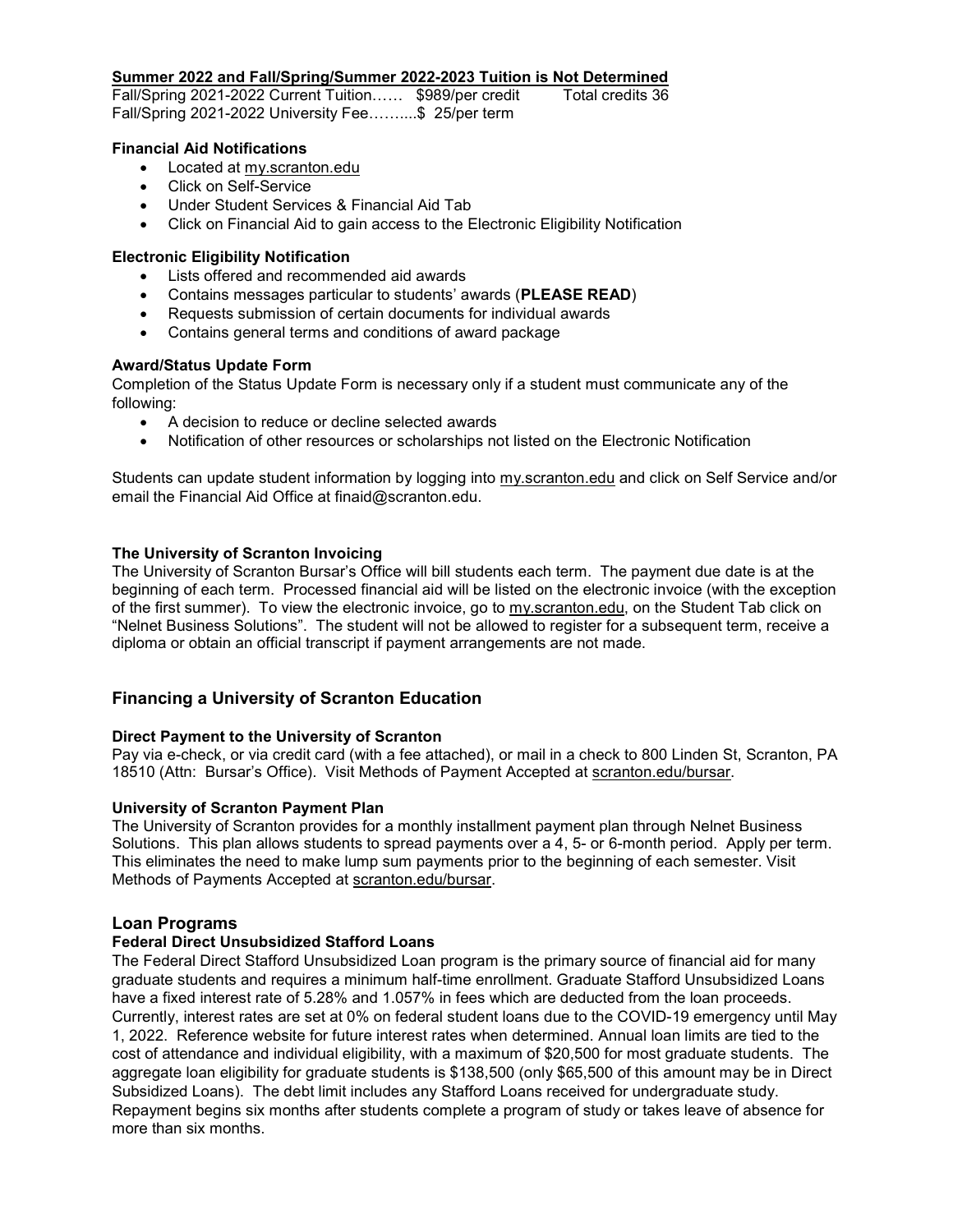**Summer 2022 and Fall/Spring/Summer 2022-2023 Tuition is Not Determined**

Fall/Spring 2021-2022 Current Tuition…… $989/per credit Total credits 36
Fall/Spring 2021-2022 University Fee……....$ 25/per term

#### Financial Aid Notifications

- Located at my.scranton.edu
- Click on Self-Service
- Under Student Services & Financial Aid Tab
- Click on Financial Aid to gain access to the Electronic Eligibility Notification

#### Electronic Eligibility Notification

- Lists offered and recommended aid awards
- Contains messages particular to students' awards (**PLEASE READ**)
- Requests submission of certain documents for individual awards
- Contains general terms and conditions of award package

#### Award/Status Update Form

Completion of the Status Update Form is necessary only if a student must communicate any of the following:

- A decision to reduce or decline selected awards
- Notification of other resources or scholarships not listed on the Electronic Notification

Students can update student information by logging into my.scranton.edu and click on Self Service and/or email the Financial Aid Office at finaid@scranton.edu.

#### The University of Scranton Invoicing

The University of Scranton Bursar's Office will bill students each term. The payment due date is at the beginning of each term. Processed financial aid will be listed on the electronic invoice (with the exception of the first summer). To view the electronic invoice, go to my.scranton.edu, on the Student Tab click on "Nelnet Business Solutions". The student will not be allowed to register for a subsequent term, receive a diploma or obtain an official transcript if payment arrangements are not made.

## Financing a University of Scranton Education

#### Direct Payment to the University of Scranton

Pay via e-check, or via credit card (with a fee attached), or mail in a check to 800 Linden St, Scranton, PA 18510 (Attn: Bursar's Office). Visit Methods of Payment Accepted at scranton.edu/bursar.

#### University of Scranton Payment Plan

The University of Scranton provides for a monthly installment payment plan through Nelnet Business Solutions. This plan allows students to spread payments over a 4, 5- or 6-month period. Apply per term. This eliminates the need to make lump sum payments prior to the beginning of each semester. Visit Methods of Payments Accepted at scranton.edu/bursar.

## Loan Programs

#### Federal Direct Unsubsidized Stafford Loans

The Federal Direct Stafford Unsubsidized Loan program is the primary source of financial aid for many graduate students and requires a minimum half-time enrollment. Graduate Stafford Unsubsidized Loans have a fixed interest rate of 5.28% and 1.057% in fees which are deducted from the loan proceeds. Currently, interest rates are set at 0% on federal student loans due to the COVID-19 emergency until May 1, 2022. Reference website for future interest rates when determined. Annual loan limits are tied to the cost of attendance and individual eligibility, with a maximum of $20,500 for most graduate students. The aggregate loan eligibility for graduate students is $138,500 (only $65,500 of this amount may be in Direct Subsidized Loans). The debt limit includes any Stafford Loans received for undergraduate study. Repayment begins six months after students complete a program of study or takes leave of absence for more than six months.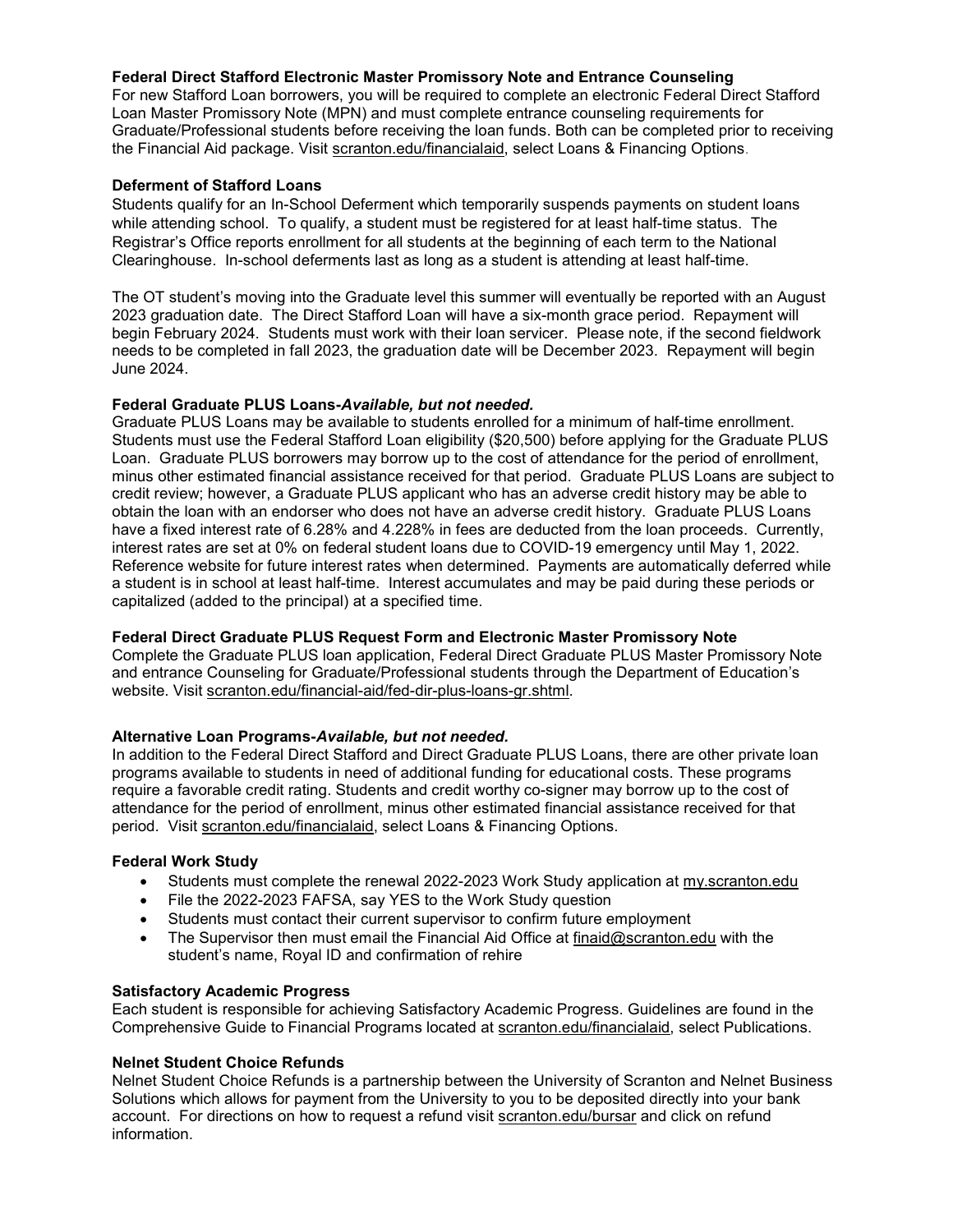**Federal Direct Stafford Electronic Master Promissory Note and Entrance Counseling**
For new Stafford Loan borrowers, you will be required to complete an electronic Federal Direct Stafford Loan Master Promissory Note (MPN) and must complete entrance counseling requirements for Graduate/Professional students before receiving the loan funds. Both can be completed prior to receiving the Financial Aid package. Visit scranton.edu/financialaid, select Loans & Financing Options.

**Deferment of Stafford Loans**
Students qualify for an In-School Deferment which temporarily suspends payments on student loans while attending school. To qualify, a student must be registered for at least half-time status. The Registrar's Office reports enrollment for all students at the beginning of each term to the National Clearinghouse. In-school deferments last as long as a student is attending at least half-time.

The OT student's moving into the Graduate level this summer will eventually be reported with an August 2023 graduation date. The Direct Stafford Loan will have a six-month grace period. Repayment will begin February 2024. Students must work with their loan servicer. Please note, if the second fieldwork needs to be completed in fall 2023, the graduation date will be December 2023. Repayment will begin June 2024.

**Federal Graduate PLUS Loans-*Available, but not needed.***
Graduate PLUS Loans may be available to students enrolled for a minimum of half-time enrollment. Students must use the Federal Stafford Loan eligibility ($20,500) before applying for the Graduate PLUS Loan. Graduate PLUS borrowers may borrow up to the cost of attendance for the period of enrollment, minus other estimated financial assistance received for that period. Graduate PLUS Loans are subject to credit review; however, a Graduate PLUS applicant who has an adverse credit history may be able to obtain the loan with an endorser who does not have an adverse credit history. Graduate PLUS Loans have a fixed interest rate of 6.28% and 4.228% in fees are deducted from the loan proceeds. Currently, interest rates are set at 0% on federal student loans due to COVID-19 emergency until May 1, 2022. Reference website for future interest rates when determined. Payments are automatically deferred while a student is in school at least half-time. Interest accumulates and may be paid during these periods or capitalized (added to the principal) at a specified time.

**Federal Direct Graduate PLUS Request Form and Electronic Master Promissory Note**
Complete the Graduate PLUS loan application, Federal Direct Graduate PLUS Master Promissory Note and entrance Counseling for Graduate/Professional students through the Department of Education's website. Visit scranton.edu/financial-aid/fed-dir-plus-loans-gr.shtml.

**Alternative Loan Programs-*Available, but not needed.***
In addition to the Federal Direct Stafford and Direct Graduate PLUS Loans, there are other private loan programs available to students in need of additional funding for educational costs. These programs require a favorable credit rating. Students and credit worthy co-signer may borrow up to the cost of attendance for the period of enrollment, minus other estimated financial assistance received for that period. Visit scranton.edu/financialaid, select Loans & Financing Options.

**Federal Work Study**

- Students must complete the renewal 2022-2023 Work Study application at my.scranton.edu
- File the 2022-2023 FAFSA, say YES to the Work Study question
- Students must contact their current supervisor to confirm future employment
- The Supervisor then must email the Financial Aid Office at finaid@scranton.edu with the student's name, Royal ID and confirmation of rehire

**Satisfactory Academic Progress**
Each student is responsible for achieving Satisfactory Academic Progress. Guidelines are found in the Comprehensive Guide to Financial Programs located at scranton.edu/financialaid, select Publications.

**Nelnet Student Choice Refunds**
Nelnet Student Choice Refunds is a partnership between the University of Scranton and Nelnet Business Solutions which allows for payment from the University to you to be deposited directly into your bank account. For directions on how to request a refund visit scranton.edu/bursar and click on refund information.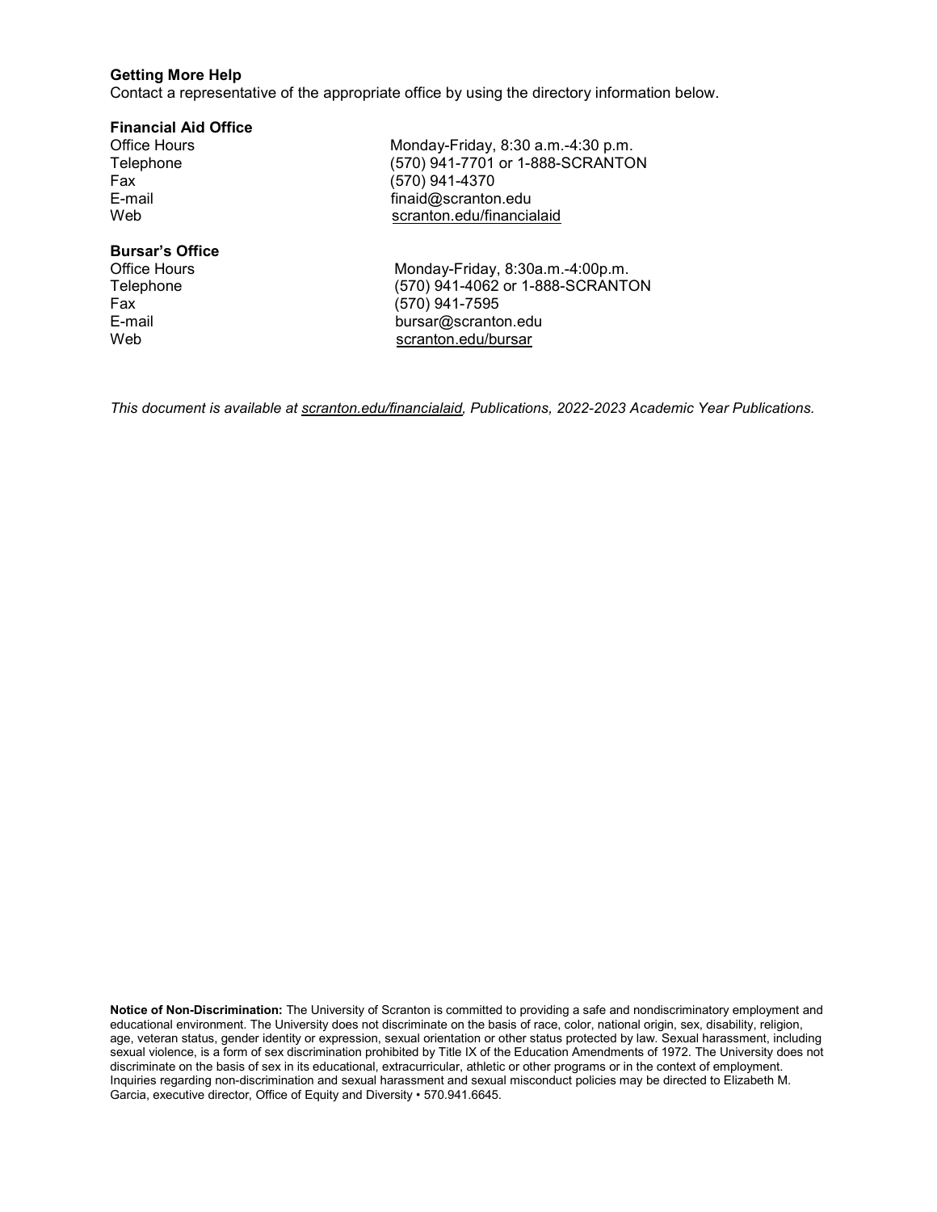### Getting More Help

Contact a representative of the appropriate office by using the directory information below.

#### Financial Aid Office

| | |
|---|---|
| Office Hours | Monday-Friday, 8:30 a.m.-4:30 p.m. |
| Telephone | (570) 941-7701 or 1-888-SCRANTON |
| Fax | (570) 941-4370 |
| E-mail | finaid@scranton.edu |
| Web | scranton.edu/financialaid |

#### Bursar's Office

| | |
|---|---|
| Office Hours | Monday-Friday, 8:30a.m.-4:00p.m. |
| Telephone | (570) 941-4062 or 1-888-SCRANTON |
| Fax | (570) 941-7595 |
| E-mail | bursar@scranton.edu |
| Web | scranton.edu/bursar |

*This document is available at scranton.edu/financialaid, Publications, 2022-2023 Academic Year Publications.*

**Notice of Non-Discrimination:** The University of Scranton is committed to providing a safe and nondiscriminatory employment and educational environment. The University does not discriminate on the basis of race, color, national origin, sex, disability, religion, age, veteran status, gender identity or expression, sexual orientation or other status protected by law. Sexual harassment, including sexual violence, is a form of sex discrimination prohibited by Title IX of the Education Amendments of 1972. The University does not discriminate on the basis of sex in its educational, extracurricular, athletic or other programs or in the context of employment. Inquiries regarding non-discrimination and sexual harassment and sexual misconduct policies may be directed to Elizabeth M. Garcia, executive director, Office of Equity and Diversity • 570.941.6645.